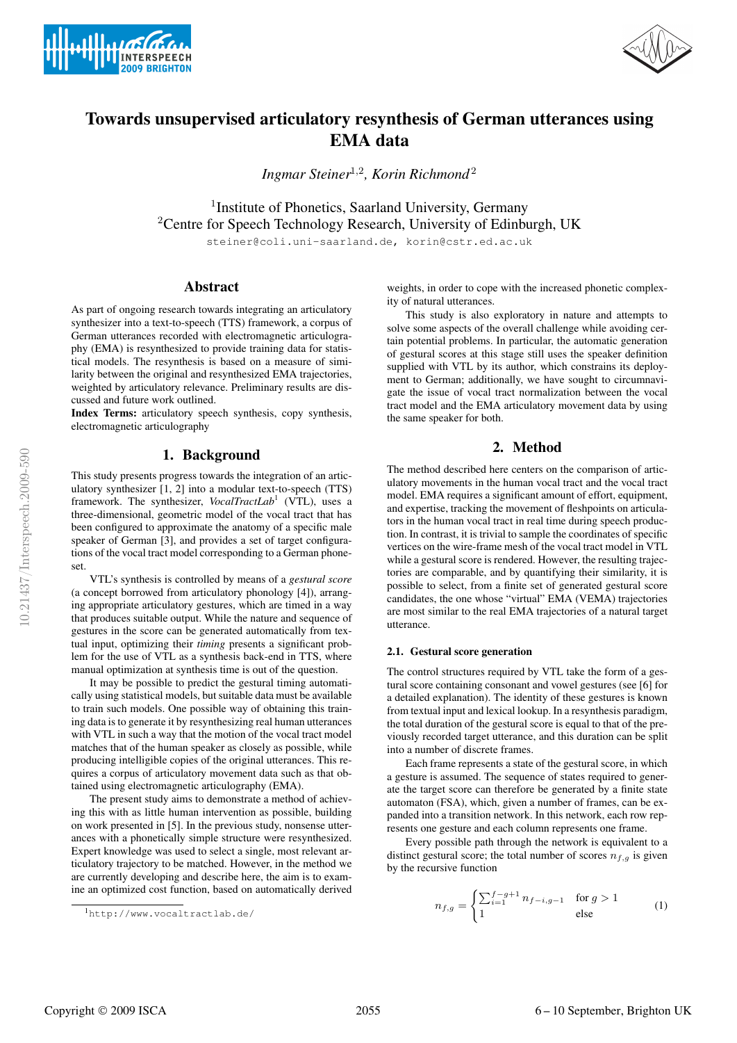# Towards unsupervised articulatory resynthesis of German utterances using EMA data

*Ingmar Steiner*[1,2], *Korin Richmond*[2]

[1]Institute of Phonetics, Saarland University, Germany
[2]Centre for Speech Technology Research, University of Edinburgh, UK

steiner@coli.uni-saarland.de, korin@cstr.ed.ac.uk

## Abstract

As part of ongoing research towards integrating an articulatory synthesizer into a text-to-speech (TTS) framework, a corpus of German utterances recorded with electromagnetic articulography (EMA) is resynthesized to provide training data for statistical models. The resynthesis is based on a measure of similarity between the original and resynthesized EMA trajectories, weighted by articulatory relevance. Preliminary results are discussed and future work outlined.

**Index Terms**: articulatory speech synthesis, copy synthesis, electromagnetic articulography

## 1. Background

This study presents progress towards the integration of an articulatory synthesizer [1, 2] into a modular text-to-speech (TTS) framework. The synthesizer, *VocalTractLab*[1] (VTL), uses a three-dimensional, geometric model of the vocal tract that has been configured to approximate the anatomy of a specific male speaker of German [3], and provides a set of target configurations of the vocal tract model corresponding to a German phoneset.

VTL's synthesis is controlled by means of a *gestural score* (a concept borrowed from articulatory phonology [4]), arranging appropriate articulatory gestures, which are timed in a way that produces suitable output. While the nature and sequence of gestures in the score can be generated automatically from textual input, optimizing their *timing* presents a significant problem for the use of VTL as a synthesis back-end in TTS, where manual optimization at synthesis time is out of the question.

It may be possible to predict the gestural timing automatically using statistical models, but suitable data must be available to train such models. One possible way of obtaining this training data is to generate it by resynthesizing real human utterances with VTL in such a way that the motion of the vocal tract model matches that of the human speaker as closely as possible, while producing intelligible copies of the original utterances. This requires a corpus of articulatory movement data such as that obtained using electromagnetic articulography (EMA).

The present study aims to demonstrate a method of achieving this with as little human intervention as possible, building on work presented in [5]. In the previous study, nonsense utterances with a phonetically simple structure were resynthesized. Expert knowledge was used to select a single, most relevant articulatory trajectory to be matched. However, in the method we are currently developing and describe here, the aim is to examine an optimized cost function, based on automatically derived weights, in order to cope with the increased phonetic complexity of natural utterances.

This study is also exploratory in nature and attempts to solve some aspects of the overall challenge while avoiding certain potential problems. In particular, the automatic generation of gestural scores at this stage still uses the speaker definition supplied with VTL by its author, which constrains its deployment to German; additionally, we have sought to circumnavigate the issue of vocal tract normalization between the vocal tract model and the EMA articulatory movement data by using the same speaker for both.

[1] http://www.vocaltractlab.de/

## 2. Method

The method described here centers on the comparison of articulatory movements in the human vocal tract and the vocal tract model. EMA requires a significant amount of effort, equipment, and expertise, tracking the movement of fleshpoints on articulators in the human vocal tract in real time during speech production. In contrast, it is trivial to sample the coordinates of specific vertices on the wire-frame mesh of the vocal tract model in VTL while a gestural score is rendered. However, the resulting trajectories are comparable, and by quantifying their similarity, it is possible to select, from a finite set of generated gestural score candidates, the one whose "virtual" EMA (VEMA) trajectories are most similar to the real EMA trajectories of a natural target utterance.

### 2.1. Gestural score generation

The control structures required by VTL take the form of a gestural score containing consonant and vowel gestures (see [6] for a detailed explanation). The identity of these gestures is known from textual input and lexical lookup. In a resynthesis paradigm, the total duration of the gestural score is equal to that of the previously recorded target utterance, and this duration can be split into a number of discrete frames.

Each frame represents a state of the gestural score, in which a gesture is assumed. The sequence of states required to generate the target score can therefore be generated by a finite state automaton (FSA), which, given a number of frames, can be expanded into a transition network. In this network, each row represents one gesture and each column represents one frame.

Every possible path through the network is equivalent to a distinct gestural score; the total number of scores $n_{f,g}$ is given by the recursive function

$$n_{f,g} = \begin{cases} \sum_{i=1}^{f-g+1} n_{f-i,g-1} & \text{for } g > 1 \\ 1 & \text{else} \end{cases} \tag{1}$$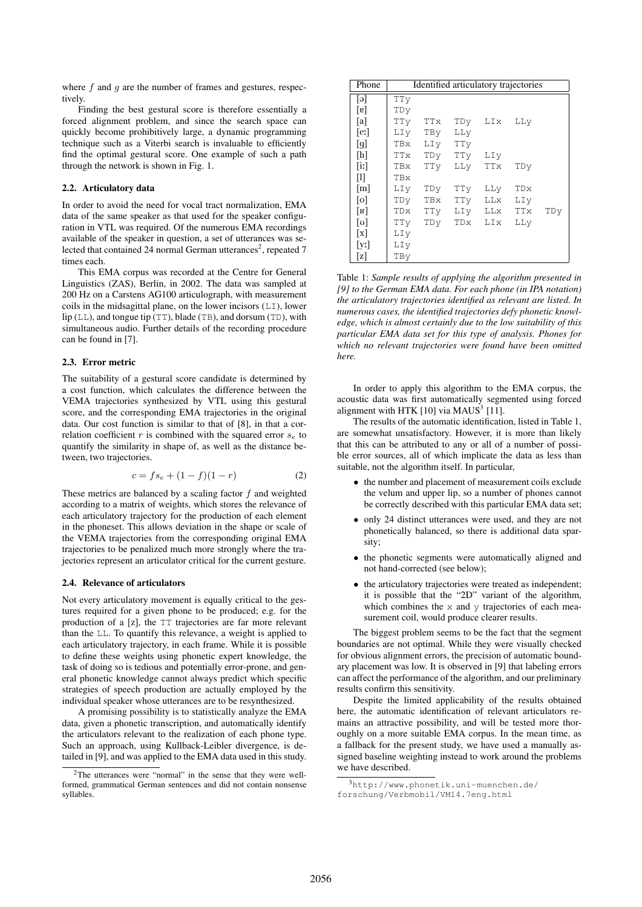where $f$ and $g$ are the number of frames and gestures, respectively.

Finding the best gestural score is therefore essentially a forced alignment problem, and since the search space can quickly become prohibitively large, a dynamic programming technique such as a Viterbi search is invaluable to efficiently find the optimal gestural score. One example of such a path through the network is shown in Fig. 1.

### 2.2. Articulatory data

In order to avoid the need for vocal tract normalization, EMA data of the same speaker as that used for the speaker configuration in VTL was required. Of the numerous EMA recordings available of the speaker in question, a set of utterances was selected that contained 24 normal German utterances[2], repeated 7 times each.

This EMA corpus was recorded at the Centre for General Linguistics (ZAS), Berlin, in 2002. The data was sampled at 200 Hz on a Carstens AG100 articulograph, with measurement coils in the midsagittal plane, on the lower incisors (`LI`), lower lip (`LL`), and tongue tip (`TT`), blade (`TB`), and dorsum (`TD`), with simultaneous audio. Further details of the recording procedure can be found in [7].

### 2.3. Error metric

The suitability of a gestural score candidate is determined by a cost function, which calculates the difference between the VEMA trajectories synthesized by VTL using this gestural score, and the corresponding EMA trajectories in the original data. Our cost function is similar to that of [8], in that a correlation coefficient $r$ is combined with the squared error $s_e$ to quantify the similarity in shape of, as well as the distance between, two trajectories.

$$c = fs_e + (1 - f)(1 - r) \tag{2}$$

These metrics are balanced by a scaling factor $f$ and weighted according to a matrix of weights, which stores the relevance of each articulatory trajectory for the production of each element in the phoneset. This allows deviation in the shape or scale of the VEMA trajectories from the corresponding original EMA trajectories to be penalized much more strongly where the trajectories represent an articulator critical for the current gesture.

### 2.4. Relevance of articulators

Not every articulatory movement is equally critical to the gestures required for a given phone to be produced; e.g. for the production of a [z], the `TT` trajectories are far more relevant than the `LL`. To quantify this relevance, a weight is applied to each articulatory trajectory, in each frame. While it is possible to define these weights using phonetic expert knowledge, the task of doing so is tedious and potentially error-prone, and general phonetic knowledge cannot always predict which specific strategies of speech production are actually employed by the individual speaker whose utterances are to be resynthesized.

A promising possibility is to statistically analyze the EMA data, given a phonetic transcription, and automatically identify the articulators relevant to the realization of each phone type. Such an approach, using Kullback-Leibler divergence, is detailed in [9], and was applied to the EMA data used in this study.

[2] The utterances were "normal" in the sense that they were well-formed, grammatical German sentences and did not contain nonsense syllables.

| Phone | Identified articulatory trajectories | | | | | |
|---|---|---|---|---|---|---|
| [ə] | TTy | | | | | |
| [ɐ] | TDy | | | | | |
| [a] | TTy | TTx | TDy | LIx | LLy | |
| [eː] | LIy | TBy | LLy | | | |
| [g] | TBx | LIy | TTy | | | |
| [h] | TTx | TDy | TTy | LIy | | |
| [iː] | TBx | TTy | LLy | TTx | TDy | |
| [l] | TBx | | | | | |
| [m] | LIy | TDy | TTy | LLy | TDx | |
| [o] | TDy | TBx | TTy | LLx | LIy | |
| [ʁ] | TDx | TTy | LIy | LLx | TTx | TDy |
| [ʊ] | TTy | TDy | TDx | LIx | LLy | |
| [x] | LIy | | | | | |
| [yː] | LIy | | | | | |
| [z] | TBy | | | | | |

Table 1: *Sample results of applying the algorithm presented in [9] to the German EMA data. For each phone (in IPA notation) the articulatory trajectories identified as relevant are listed. In numerous cases, the identified trajectories defy phonetic knowledge, which is almost certainly due to the low suitability of this particular EMA data set for this type of analysis. Phones for which no relevant trajectories were found have been omitted here.*

In order to apply this algorithm to the EMA corpus, the acoustic data was first automatically segmented using forced alignment with HTK [10] via MAUS[3] [11].

The results of the automatic identification, listed in Table 1, are somewhat unsatisfactory. However, it is more than likely that this can be attributed to any or all of a number of possible error sources, all of which implicate the data as less than suitable, not the algorithm itself. In particular,

- the number and placement of measurement coils exclude the velum and upper lip, so a number of phones cannot be correctly described with this particular EMA data set;
- only 24 distinct utterances were used, and they are not phonetically balanced, so there is additional data sparsity;
- the phonetic segments were automatically aligned and not hand-corrected (see below);
- the articulatory trajectories were treated as independent; it is possible that the "2D" variant of the algorithm, which combines the `x` and `y` trajectories of each measurement coil, would produce clearer results.

The biggest problem seems to be the fact that the segment boundaries are not optimal. While they were visually checked for obvious alignment errors, the precision of automatic boundary placement was low. It is observed in [9] that labeling errors can affect the performance of the algorithm, and our preliminary results confirm this sensitivity.

Despite the limited applicability of the results obtained here, the automatic identification of relevant articulators remains an attractive possibility, and will be tested more thoroughly on a more suitable EMA corpus. In the mean time, as a fallback for the present study, we have used a manually assigned baseline weighting instead to work around the problems we have described.

[3] `http://www.phonetik.uni-muenchen.de/forschung/Verbmobil/VM14.7eng.html`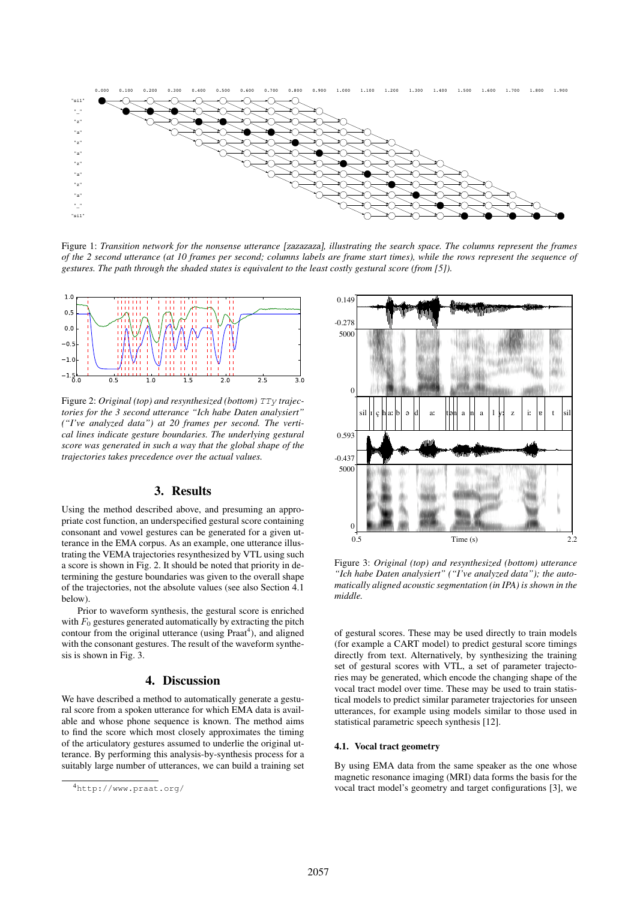Figure 1: *Transition network for the nonsense utterance [zazazaza], illustrating the search space. The columns represent the frames of the 2 second utterance (at 10 frames per second; columns labels are frame start times), while the rows represent the sequence of gestures. The path through the shaded states is equivalent to the least costly gestural score (from [5]).*

Figure 2: *Original (top) and resynthesized (bottom)* `TTy` *trajectories for the 3 second utterance "Ich habe Daten analysiert" ("I've analyzed data") at 20 frames per second. The vertical lines indicate gesture boundaries. The underlying gestural score was generated in such a way that the global shape of the trajectories takes precedence over the actual values.*

## 3. Results

Using the method described above, and presuming an appropriate cost function, an underspecified gestural score containing consonant and vowel gestures can be generated for a given utterance in the EMA corpus. As an example, one utterance illustrating the VEMA trajectories resynthesized by VTL using such a score is shown in Fig. 2. It should be noted that priority in determining the gesture boundaries was given to the overall shape of the trajectories, not the absolute values (see also Section 4.1 below).

Prior to waveform synthesis, the gestural score is enriched with $F_0$ gestures generated automatically by extracting the pitch contour from the original utterance (using Praat[4]), and aligned with the consonant gestures. The result of the waveform synthesis is shown in Fig. 3.

## 4. Discussion

We have described a method to automatically generate a gestural score from a spoken utterance for which EMA data is available and whose phone sequence is known. The method aims to find the score which most closely approximates the timing of the articulatory gestures assumed to underlie the original utterance. By performing this analysis-by-synthesis process for a suitably large number of utterances, we can build a training set of gestural scores. These may be used directly to train models (for example a CART model) to predict gestural score timings directly from text. Alternatively, by synthesizing the training set of gestural scores with VTL, a set of parameter trajectories may be generated, which encode the changing shape of the vocal tract model over time. These may be used to train statistical models to predict similar parameter trajectories for unseen utterances, for example using models similar to those used in statistical parametric speech synthesis [12].

Figure 3: *Original (top) and resynthesized (bottom) utterance "Ich habe Daten analysiert" ("I've analyzed data"); the automatically aligned acoustic segmentation (in IPA) is shown in the middle.*

### 4.1. Vocal tract geometry

By using EMA data from the same speaker as the one whose magnetic resonance imaging (MRI) data forms the basis for the vocal tract model's geometry and target configurations [3], we

[4] `http://www.praat.org/`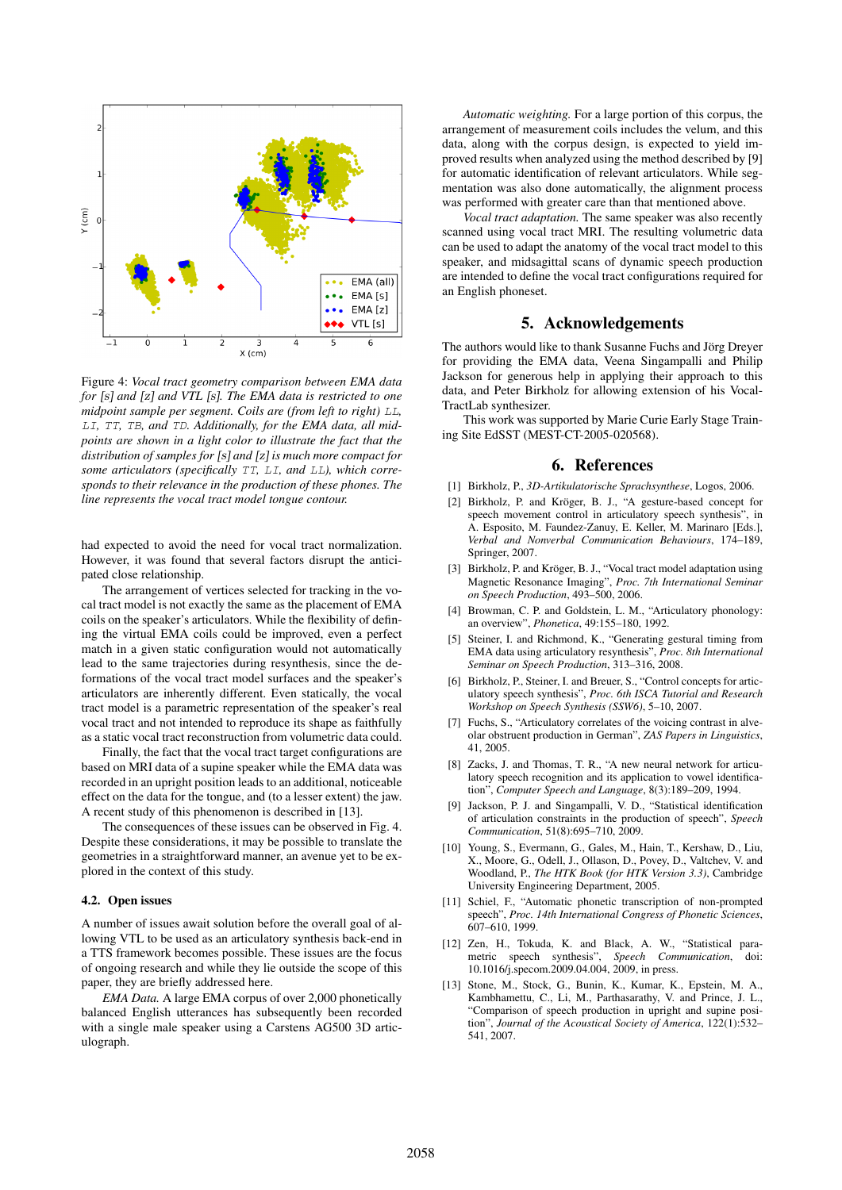Y (cm)

2

1

0

−1

−2

−1 0 1 2 3 4 5 6

X (cm)

EMA (all)

EMA [s]

EMA [z]

VTL [s]

Figure 4: *Vocal tract geometry comparison between EMA data for [s] and [z] and VTL [s]. The EMA data is restricted to one midpoint sample per segment. Coils are (from left to right)* `LL`*,* `LI`*,* `TT`*,* `TB`*, and* `TD`*. Additionally, for the EMA data, all midpoints are shown in a light color to illustrate the fact that the distribution of samples for [s] and [z] is much more compact for some articulators (specifically* `TT`*,* `LI`*, and* `LL`*), which corresponds to their relevance in the production of these phones. The line represents the vocal tract model tongue contour.*

had expected to avoid the need for vocal tract normalization. However, it was found that several factors disrupt the anticipated close relationship.

The arrangement of vertices selected for tracking in the vocal tract model is not exactly the same as the placement of EMA coils on the speaker's articulators. While the flexibility of defining the virtual EMA coils could be improved, even a perfect match in a given static configuration would not automatically lead to the same trajectories during resynthesis, since the deformations of the vocal tract model surfaces and the speaker's articulators are inherently different. Even statically, the vocal tract model is a parametric representation of the speaker's real vocal tract and not intended to reproduce its shape as faithfully as a static vocal tract reconstruction from volumetric data could.

Finally, the fact that the vocal tract target configurations are based on MRI data of a supine speaker while the EMA data was recorded in an upright position leads to an additional, noticeable effect on the data for the tongue, and (to a lesser extent) the jaw. A recent study of this phenomenon is described in [13].

The consequences of these issues can be observed in Fig. 4. Despite these considerations, it may be possible to translate the geometries in a straightforward manner, an avenue yet to be explored in the context of this study.

### 4.2. Open issues

A number of issues await solution before the overall goal of allowing VTL to be used as an articulatory synthesis back-end in a TTS framework becomes possible. These issues are the focus of ongoing research and while they lie outside the scope of this paper, they are briefly addressed here.

*EMA Data.* A large EMA corpus of over 2,000 phonetically balanced English utterances has subsequently been recorded with a single male speaker using a Carstens AG500 3D articulograph.

*Automatic weighting.* For a large portion of this corpus, the arrangement of measurement coils includes the velum, and this data, along with the corpus design, is expected to yield improved results when analyzed using the method described by [9] for automatic identification of relevant articulators. While segmentation was also done automatically, the alignment process was performed with greater care than that mentioned above.

*Vocal tract adaptation.* The same speaker was also recently scanned using vocal tract MRI. The resulting volumetric data can be used to adapt the anatomy of the vocal tract model to this speaker, and midsagittal scans of dynamic speech production are intended to define the vocal tract configurations required for an English phoneset.

## 5. Acknowledgements

The authors would like to thank Susanne Fuchs and Jörg Dreyer for providing the EMA data, Veena Singampalli and Philip Jackson for generous help in applying their approach to this data, and Peter Birkholz for allowing extension of his VocalTractLab synthesizer.

This work was supported by Marie Curie Early Stage Training Site EdSST (MEST-CT-2005-020568).

## 6. References

[1] Birkholz, P., *3D-Artikulatorische Sprachsynthese*, Logos, 2006.

[2] Birkholz, P. and Kröger, B. J., "A gesture-based concept for speech movement control in articulatory speech synthesis", in A. Esposito, M. Faundez-Zanuy, E. Keller, M. Marinaro [Eds.], *Verbal and Nonverbal Communication Behaviours*, 174–189, Springer, 2007.

[3] Birkholz, P. and Kröger, B. J., "Vocal tract model adaptation using Magnetic Resonance Imaging", *Proc. 7th International Seminar on Speech Production*, 493–500, 2006.

[4] Browman, C. P. and Goldstein, L. M., "Articulatory phonology: an overview", *Phonetica*, 49:155–180, 1992.

[5] Steiner, I. and Richmond, K., "Generating gestural timing from EMA data using articulatory resynthesis", *Proc. 8th International Seminar on Speech Production*, 313–316, 2008.

[6] Birkholz, P., Steiner, I. and Breuer, S., "Control concepts for articulatory speech synthesis", *Proc. 6th ISCA Tutorial and Research Workshop on Speech Synthesis (SSW6)*, 5–10, 2007.

[7] Fuchs, S., "Articulatory correlates of the voicing contrast in alveolar obstruent production in German", *ZAS Papers in Linguistics*, 41, 2005.

[8] Zacks, J. and Thomas, T. R., "A new neural network for articulatory speech recognition and its application to vowel identification", *Computer Speech and Language*, 8(3):189–209, 1994.

[9] Jackson, P. J. and Singampalli, V. D., "Statistical identification of articulation constraints in the production of speech", *Speech Communication*, 51(8):695–710, 2009.

[10] Young, S., Evermann, G., Gales, M., Hain, T., Kershaw, D., Liu, X., Moore, G., Odell, J., Ollason, D., Povey, D., Valtchev, V. and Woodland, P., *The HTK Book (for HTK Version 3.3)*, Cambridge University Engineering Department, 2005.

[11] Schiel, F., "Automatic phonetic transcription of non-prompted speech", *Proc. 14th International Congress of Phonetic Sciences*, 607–610, 1999.

[12] Zen, H., Tokuda, K. and Black, A. W., "Statistical parametric speech synthesis", *Speech Communication*, doi: 10.1016/j.specom.2009.04.004, 2009, in press.

[13] Stone, M., Stock, G., Bunin, K., Kumar, K., Epstein, M. A., Kambhamettu, C., Li, M., Parthasarathy, V. and Prince, J. L., "Comparison of speech production in upright and supine position", *Journal of the Acoustical Society of America*, 122(1):532–541, 2007.